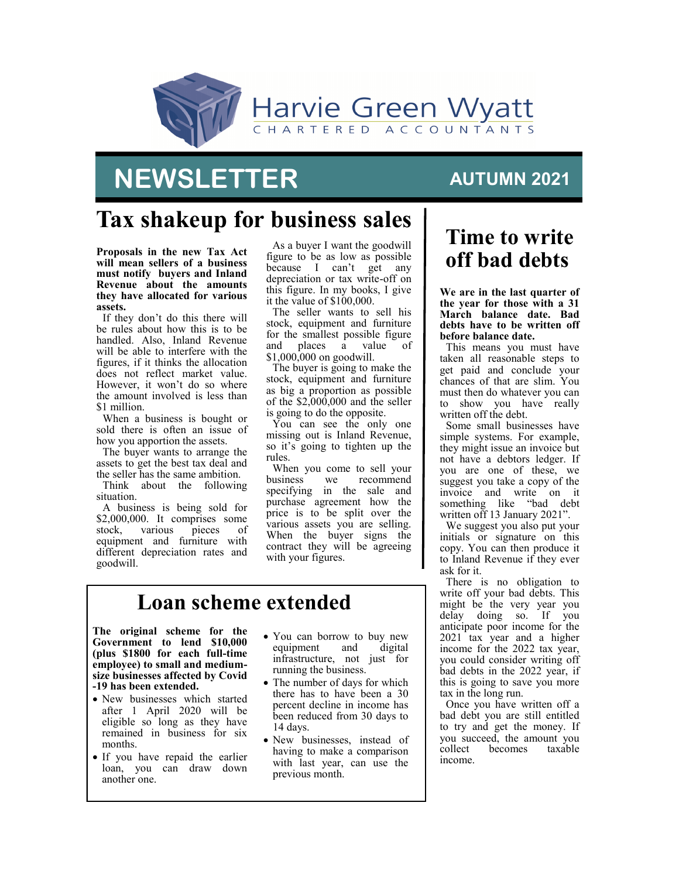Harvie Green Wyatt

CHARTERED ACCOUNTANTS

# NEWSLETTER

AUTUMN 2021

## Tax shakeup for business sales

**Proposals in the new Tax Act will mean sellers of a business must notify buyers and Inland Revenue about the amounts they have allocated for various assets.**

If they don't do this there will be rules about how this is to be handled. Also, Inland Revenue will be able to interfere with the figures, if it thinks the allocation does not reflect market value. However, it won't do so where the amount involved is less than $1 million.

When a business is bought or sold there is often an issue of how you apportion the assets.

The buyer wants to arrange the assets to get the best tax deal and the seller has the same ambition.

Think about the following situation.

A business is being sold for $2,000,000. It comprises some stock, various pieces of equipment and furniture with different depreciation rates and goodwill.

As a buyer I want the goodwill figure to be as low as possible because I can't get any depreciation or tax write-off on this figure. In my books, I give it the value of $100,000.

The seller wants to sell his stock, equipment and furniture for the smallest possible figure and places a value of $1,000,000 on goodwill.

The buyer is going to make the stock, equipment and furniture as big a proportion as possible of the $2,000,000 and the seller is going to do the opposite.

You can see the only one missing out is Inland Revenue, so it's going to tighten up the rules.

When you come to sell your business we recommend specifying in the sale and purchase agreement how the price is to be split over the various assets you are selling. When the buyer signs the contract they will be agreeing with your figures.

## Loan scheme extended

**The original scheme for the Government to lend $10,000 (plus $1800 for each full-time employee) to small and medium-size businesses affected by Covid-19 has been extended.**

- New businesses which started after 1 April 2020 will be eligible so long as they have remained in business for six months.
- If you have repaid the earlier loan, you can draw down another one.
- You can borrow to buy new equipment and digital infrastructure, not just for running the business.
- The number of days for which there has to have been a 30 percent decline in income has been reduced from 30 days to 14 days.
- New businesses, instead of having to make a comparison with last year, can use the previous month.

## Time to write off bad debts

**We are in the last quarter of the year for those with a 31 March balance date. Bad debts have to be written off before balance date.**

This means you must have taken all reasonable steps to get paid and conclude your chances of that are slim. You must then do whatever you can to show you have really written off the debt.

Some small businesses have simple systems. For example, they might issue an invoice but not have a debtors ledger. If you are one of these, we suggest you take a copy of the invoice and write on it something like "bad debt written off 13 January 2021".

We suggest you also put your initials or signature on this copy. You can then produce it to Inland Revenue if they ever ask for it.

There is no obligation to write off your bad debts. This might be the very year you delay doing so. If you anticipate poor income for the 2021 tax year and a higher income for the 2022 tax year, you could consider writing off bad debts in the 2022 year, if this is going to save you more tax in the long run.

Once you have written off a bad debt you are still entitled to try and get the money. If you succeed, the amount you collect becomes taxable income.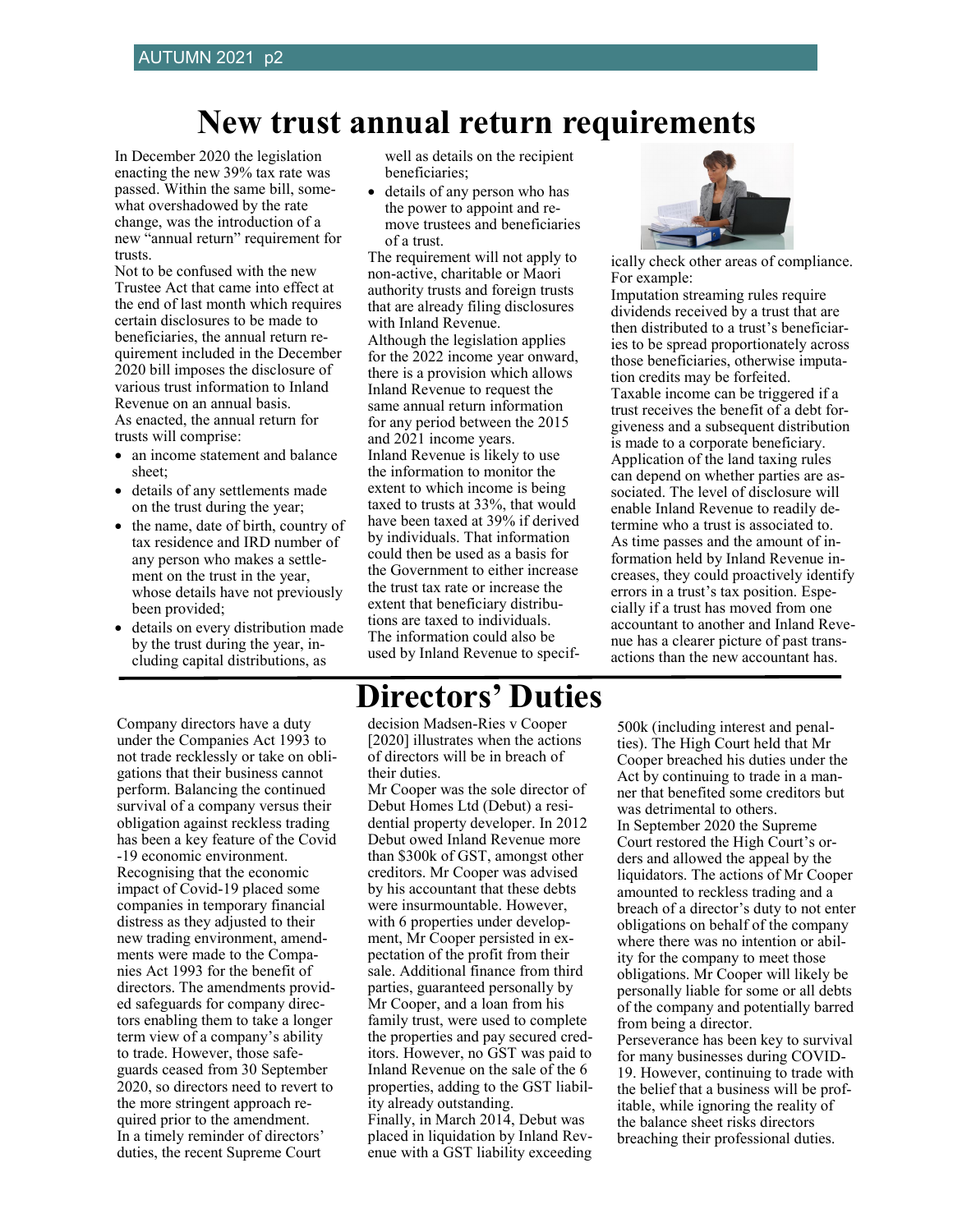# New trust annual return requirements

In December 2020 the legislation enacting the new 39% tax rate was passed. Within the same bill, somewhat overshadowed by the rate change, was the introduction of a new "annual return" requirement for trusts.

Not to be confused with the new Trustee Act that came into effect at the end of last month which requires certain disclosures to be made to beneficiaries, the annual return requirement included in the December 2020 bill imposes the disclosure of various trust information to Inland Revenue on an annual basis.

As enacted, the annual return for trusts will comprise:

- an income statement and balance sheet;
- details of any settlements made on the trust during the year;
- the name, date of birth, country of tax residence and IRD number of any person who makes a settlement on the trust in the year, whose details have not previously been provided;
- details on every distribution made by the trust during the year, including capital distributions, as well as details on the recipient beneficiaries;
- details of any person who has the power to appoint and remove trustees and beneficiaries of a trust.

The requirement will not apply to non-active, charitable or Maori authority trusts and foreign trusts that are already filing disclosures with Inland Revenue.

Although the legislation applies for the 2022 income year onward, there is a provision which allows Inland Revenue to request the same annual return information for any period between the 2015 and 2021 income years.

Inland Revenue is likely to use the information to monitor the extent to which income is being taxed to trusts at 33%, that would have been taxed at 39% if derived by individuals. That information could then be used as a basis for the Government to either increase the trust tax rate or increase the extent that beneficiary distributions are taxed to individuals.

The information could also be used by Inland Revenue to specifically check other areas of compliance. For example:

Imputation streaming rules require dividends received by a trust that are then distributed to a trust's beneficiaries to be spread proportionately across those beneficiaries, otherwise imputation credits may be forfeited.

Taxable income can be triggered if a trust receives the benefit of a debt forgiveness and a subsequent distribution is made to a corporate beneficiary.

Application of the land taxing rules can depend on whether parties are associated. The level of disclosure will enable Inland Revenue to readily determine who a trust is associated to.

As time passes and the amount of information held by Inland Revenue increases, they could proactively identify errors in a trust's tax position. Especially if a trust has moved from one accountant to another and Inland Revenue has a clearer picture of past transactions than the new accountant has.

# Directors' Duties

Company directors have a duty under the Companies Act 1993 to not trade recklessly or take on obligations that their business cannot perform. Balancing the continued survival of a company versus their obligation against reckless trading has been a key feature of the Covid-19 economic environment.

Recognising that the economic impact of Covid-19 placed some companies in temporary financial distress as they adjusted to their new trading environment, amendments were made to the Companies Act 1993 for the benefit of directors. The amendments provided safeguards for company directors enabling them to take a longer term view of a company's ability to trade. However, those safeguards ceased from 30 September 2020, so directors need to revert to the more stringent approach required prior to the amendment.

In a timely reminder of directors' duties, the recent Supreme Court decision Madsen-Ries v Cooper [2020] illustrates when the actions of directors will be in breach of their duties.

Mr Cooper was the sole director of Debut Homes Ltd (Debut) a residential property developer. In 2012 Debut owed Inland Revenue more than $300k of GST, amongst other creditors. Mr Cooper was advised by his accountant that these debts were insurmountable. However, with 6 properties under development, Mr Cooper persisted in expectation of the profit from their sale. Additional finance from third parties, guaranteed personally by Mr Cooper, and a loan from his family trust, were used to complete the properties and pay secured creditors. However, no GST was paid to Inland Revenue on the sale of the 6 properties, adding to the GST liability already outstanding.

Finally, in March 2014, Debut was placed in liquidation by Inland Revenue with a GST liability exceeding 500k (including interest and penalties). The High Court held that Mr Cooper breached his duties under the Act by continuing to trade in a manner that benefited some creditors but was detrimental to others.

In September 2020 the Supreme Court restored the High Court's orders and allowed the appeal by the liquidators. The actions of Mr Cooper amounted to reckless trading and a breach of a director's duty to not enter obligations on behalf of the company where there was no intention or ability for the company to meet those obligations. Mr Cooper will likely be personally liable for some or all debts of the company and potentially barred from being a director.

Perseverance has been key to survival for many businesses during COVID-19. However, continuing to trade with the belief that a business will be profitable, while ignoring the reality of the balance sheet risks directors breaching their professional duties.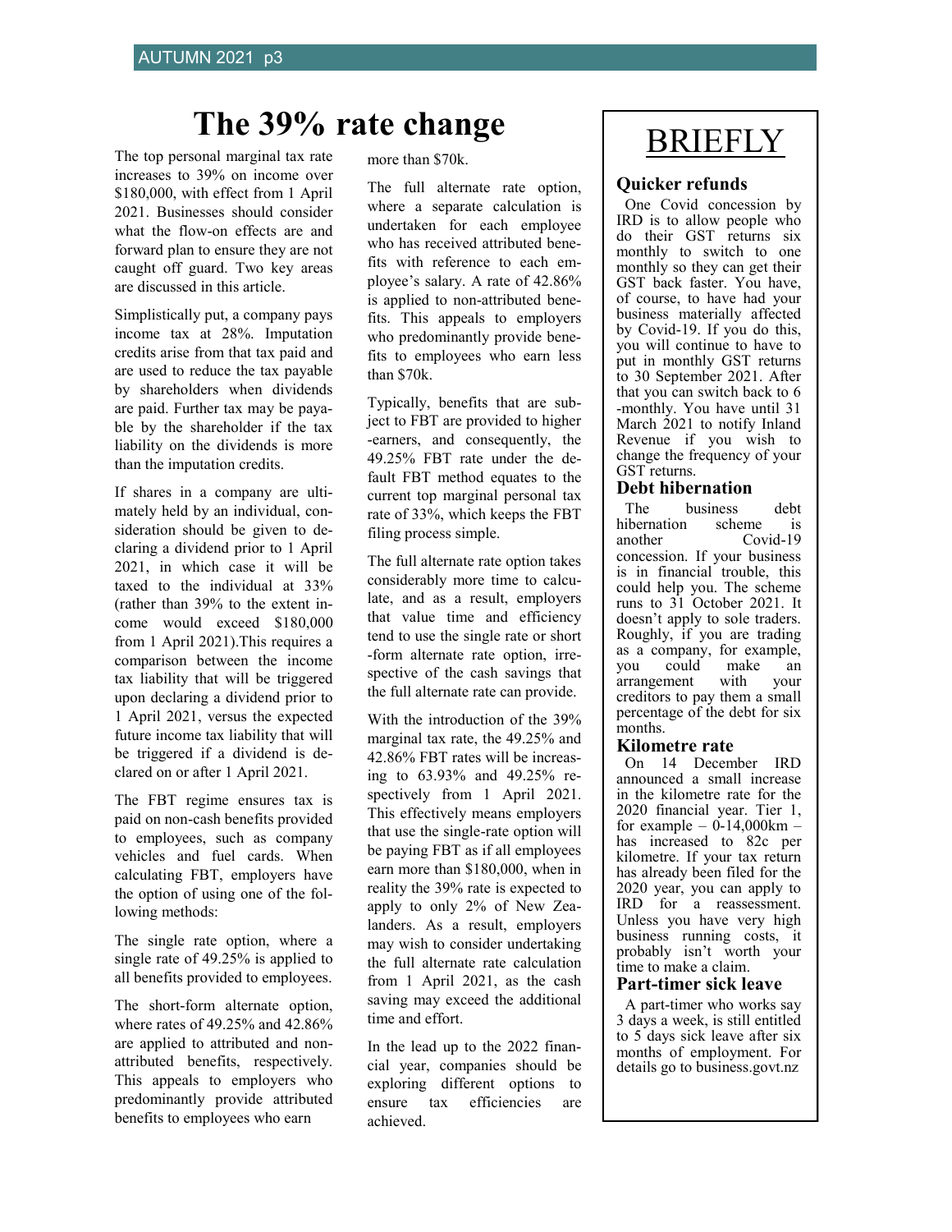# The 39% rate change

The top personal marginal tax rate increases to 39% on income over $180,000, with effect from 1 April 2021. Businesses should consider what the flow-on effects are and forward plan to ensure they are not caught off guard. Two key areas are discussed in this article.

Simplistically put, a company pays income tax at 28%. Imputation credits arise from that tax paid and are used to reduce the tax payable by shareholders when dividends are paid. Further tax may be payable by the shareholder if the tax liability on the dividends is more than the imputation credits.

If shares in a company are ultimately held by an individual, consideration should be given to declaring a dividend prior to 1 April 2021, in which case it will be taxed to the individual at 33% (rather than 39% to the extent income would exceed $180,000 from 1 April 2021).This requires a comparison between the income tax liability that will be triggered upon declaring a dividend prior to 1 April 2021, versus the expected future income tax liability that will be triggered if a dividend is declared on or after 1 April 2021.

The FBT regime ensures tax is paid on non-cash benefits provided to employees, such as company vehicles and fuel cards. When calculating FBT, employers have the option of using one of the following methods:

The single rate option, where a single rate of 49.25% is applied to all benefits provided to employees.

The short-form alternate option, where rates of 49.25% and 42.86% are applied to attributed and non-attributed benefits, respectively. This appeals to employers who predominantly provide attributed benefits to employees who earn more than $70k.

The full alternate rate option, where a separate calculation is undertaken for each employee who has received attributed benefits with reference to each employee's salary. A rate of 42.86% is applied to non-attributed benefits. This appeals to employers who predominantly provide benefits to employees who earn less than $70k.

Typically, benefits that are subject to FBT are provided to higher-earners, and consequently, the 49.25% FBT rate under the default FBT method equates to the current top marginal personal tax rate of 33%, which keeps the FBT filing process simple.

The full alternate rate option takes considerably more time to calculate, and as a result, employers that value time and efficiency tend to use the single rate or short-form alternate rate option, irrespective of the cash savings that the full alternate rate can provide.

With the introduction of the 39% marginal tax rate, the 49.25% and 42.86% FBT rates will be increasing to 63.93% and 49.25% respectively from 1 April 2021. This effectively means employers that use the single-rate option will be paying FBT as if all employees earn more than $180,000, when in reality the 39% rate is expected to apply to only 2% of New Zealanders. As a result, employers may wish to consider undertaking the full alternate rate calculation from 1 April 2021, as the cash saving may exceed the additional time and effort.

In the lead up to the 2022 financial year, companies should be exploring different options to ensure tax efficiencies are achieved.

# BRIEFLY

## Quicker refunds

One Covid concession by IRD is to allow people who do their GST returns six monthly to switch to one monthly so they can get their GST back faster. You have, of course, to have had your business materially affected by Covid-19. If you do this, you will continue to have to put in monthly GST returns to 30 September 2021. After that you can switch back to 6-monthly. You have until 31 March 2021 to notify Inland Revenue if you wish to change the frequency of your GST returns.

## Debt hibernation

The business debt hibernation scheme is another Covid-19 concession. If your business is in financial trouble, this could help you. The scheme runs to 31 October 2021. It doesn't apply to sole traders. Roughly, if you are trading as a company, for example, you could make an arrangement with your creditors to pay them a small percentage of the debt for six months.

## Kilometre rate

On 14 December IRD announced a small increase in the kilometre rate for the 2020 financial year. Tier 1, for example – 0-14,000km – has increased to 82c per kilometre. If your tax return has already been filed for the 2020 year, you can apply to IRD for a reassessment. Unless you have very high business running costs, it probably isn't worth your time to make a claim.

## Part-timer sick leave

A part-timer who works say 3 days a week, is still entitled to 5 days sick leave after six months of employment. For details go to business.govt.nz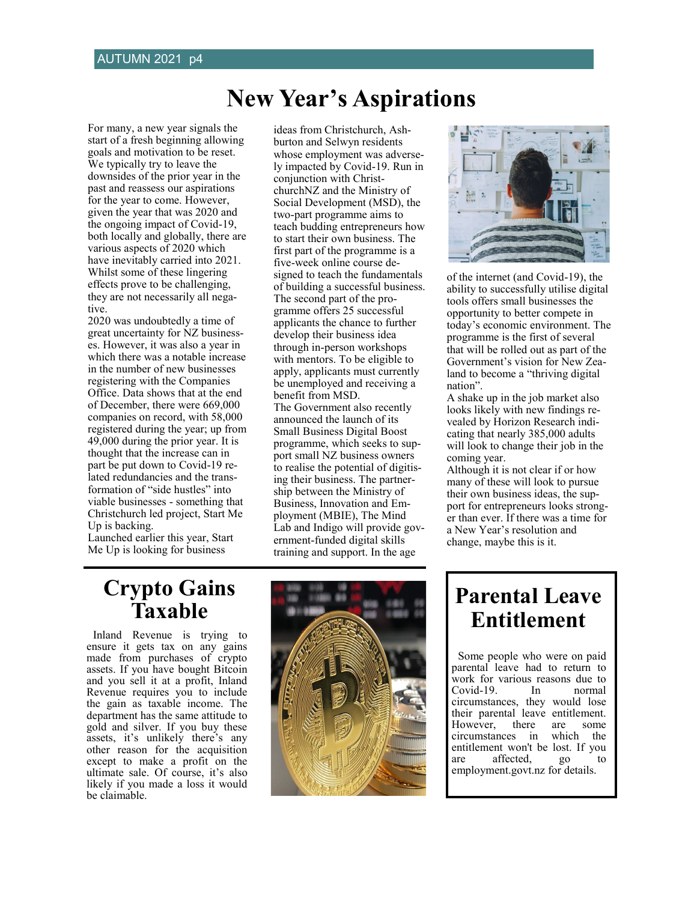# New Year's Aspirations

For many, a new year signals the start of a fresh beginning allowing goals and motivation to be reset. We typically try to leave the downsides of the prior year in the past and reassess our aspirations for the year to come. However, given the year that was 2020 and the ongoing impact of Covid-19, both locally and globally, there are various aspects of 2020 which have inevitably carried into 2021. Whilst some of these lingering effects prove to be challenging, they are not necessarily all negative.

2020 was undoubtedly a time of great uncertainty for NZ businesses. However, it was also a year in which there was a notable increase in the number of new businesses registering with the Companies Office. Data shows that at the end of December, there were 669,000 companies on record, with 58,000 registered during the year; up from 49,000 during the prior year. It is thought that the increase can in part be put down to Covid-19 related redundancies and the transformation of "side hustles" into viable businesses - something that Christchurch led project, Start Me Up is backing.

Launched earlier this year, Start Me Up is looking for business ideas from Christchurch, Ashburton and Selwyn residents whose employment was adversely impacted by Covid-19. Run in conjunction with ChristchurchNZ and the Ministry of Social Development (MSD), the two-part programme aims to teach budding entrepreneurs how to start their own business. The first part of the programme is a five-week online course designed to teach the fundamentals of building a successful business. The second part of the programme offers 25 successful applicants the chance to further develop their business idea through in-person workshops with mentors. To be eligible to apply, applicants must currently be unemployed and receiving a benefit from MSD.

The Government also recently announced the launch of its Small Business Digital Boost programme, which seeks to support small NZ business owners to realise the potential of digitising their business. The partnership between the Ministry of Business, Innovation and Employment (MBIE), The Mind Lab and Indigo will provide government-funded digital skills training and support. In the age of the internet (and Covid-19), the ability to successfully utilise digital tools offers small businesses the opportunity to better compete in today's economic environment. The programme is the first of several that will be rolled out as part of the Government's vision for New Zealand to become a "thriving digital nation".

A shake up in the job market also looks likely with new findings revealed by Horizon Research indicating that nearly 385,000 adults will look to change their job in the coming year.

Although it is not clear if or how many of these will look to pursue their own business ideas, the support for entrepreneurs looks stronger than ever. If there was a time for a New Year's resolution and change, maybe this is it.

# Crypto Gains Taxable

Inland Revenue is trying to ensure it gets tax on any gains made from purchases of crypto assets. If you have bought Bitcoin and you sell it at a profit, Inland Revenue requires you to include the gain as taxable income. The department has the same attitude to gold and silver. If you buy these assets, it's unlikely there's any other reason for the acquisition except to make a profit on the ultimate sale. Of course, it's also likely if you made a loss it would be claimable.

# Parental Leave Entitlement

Some people who were on paid parental leave had to return to work for various reasons due to Covid-19. In normal circumstances, they would lose their parental leave entitlement. However, there are some circumstances in which the entitlement won't be lost. If you are affected, go to employment.govt.nz for details.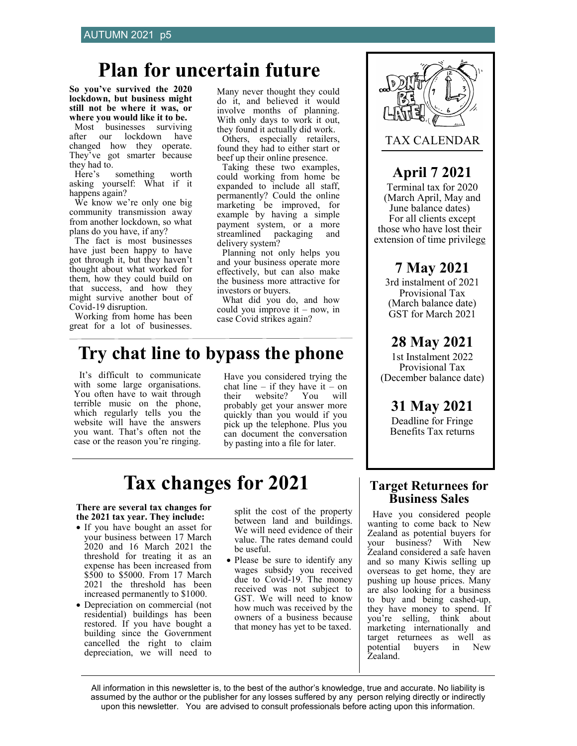# Plan for uncertain future

**So you've survived the 2020 lockdown, but business might still not be where it was, or where you would like it to be.**

Most businesses surviving after our lockdown have changed how they operate. They've got smarter because they had to.

Here's something worth asking yourself: What if it happens again?

We know we're only one big community transmission away from another lockdown, so what plans do you have, if any?

The fact is most businesses have just been happy to have got through it, but they haven't thought about what worked for them, how they could build on that success, and how they might survive another bout of Covid-19 disruption.

Working from home has been great for a lot of businesses. Many never thought they could do it, and believed it would involve months of planning. With only days to work it out, they found it actually did work.

Others, especially retailers, found they had to either start or beef up their online presence.

Taking these two examples, could working from home be expanded to include all staff, permanently? Could the online marketing be improved, for example by having a simple payment system, or a more streamlined packaging and delivery system?

Planning not only helps you and your business operate more effectively, but can also make the business more attractive for investors or buyers.

What did you do, and how could you improve it – now, in case Covid strikes again?

# Try chat line to bypass the phone

It's difficult to communicate with some large organisations. You often have to wait through terrible music on the phone, which regularly tells you the website will have the answers you want. That's often not the case or the reason you're ringing.

Have you considered trying the chat line – if they have it – on their website? You will probably get your answer more quickly than you would if you pick up the telephone. Plus you can document the conversation by pasting into a file for later.

# Tax changes for 2021

**There are several tax changes for the 2021 tax year. They include:**

- If you have bought an asset for your business between 17 March 2020 and 16 March 2021 the threshold for treating it as an expense has been increased from $500 to $5000. From 17 March 2021 the threshold has been increased permanently to $1000.
- Depreciation on commercial (not residential) buildings has been restored. If you have bought a building since the Government cancelled the right to claim depreciation, we will need to split the cost of the property between land and buildings. We will need evidence of their value. The rates demand could be useful.
- Please be sure to identify any wages subsidy you received due to Covid-19. The money received was not subject to GST. We will need to know how much was received by the owners of a business because that money has yet to be taxed.

## DON'T BE LATE! TAX CALENDAR

### April 7 2021

Terminal tax for 2020 (March April, May and June balance dates)
For all clients except those who have lost their extension of time privilege

### 7 May 2021

3rd instalment of 2021 Provisional Tax (March balance date)
GST for March 2021

### 28 May 2021

1st Instalment 2022 Provisional Tax (December balance date)

### 31 May 2021

Deadline for Fringe Benefits Tax returns

## Target Returnees for Business Sales

Have you considered people wanting to come back to New Zealand as potential buyers for your business? With New Zealand considered a safe haven and so many Kiwis selling up overseas to get home, they are pushing up house prices. Many are also looking for a business to buy and being cashed-up, they have money to spend. If you're selling, think about marketing internationally and target returnees as well as potential buyers in New Zealand.

All information in this newsletter is, to the best of the author's knowledge, true and accurate. No liability is assumed by the author or the publisher for any losses suffered by any person relying directly or indirectly upon this newsletter. You are advised to consult professionals before acting upon this information.